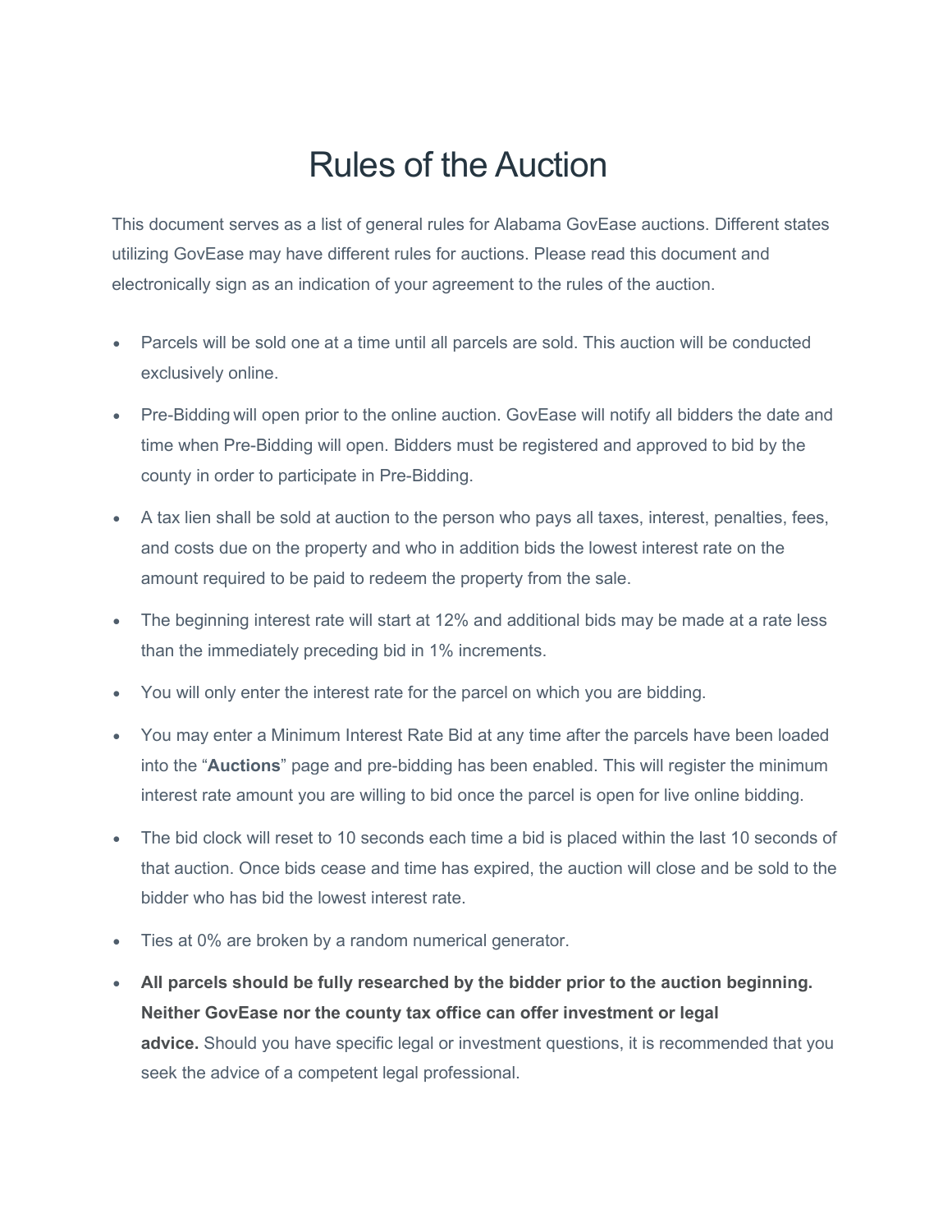# Rules of the Auction

This document serves as a list of general rules for Alabama GovEase auctions. Different states utilizing GovEase may have different rules for auctions. Please read this document and electronically sign as an indication of your agreement to the rules of the auction.

- Parcels will be sold one at a time until all parcels are sold. This auction will be conducted exclusively online.
- Pre-Bidding will open prior to the online auction. GovEase will notify all bidders the date and time when Pre-Bidding will open. Bidders must be registered and approved to bid by the county in order to participate in Pre-Bidding.
- A tax lien shall be sold at auction to the person who pays all taxes, interest, penalties, fees, and costs due on the property and who in addition bids the lowest interest rate on the amount required to be paid to redeem the property from the sale.
- The beginning interest rate will start at 12% and additional bids may be made at a rate less than the immediately preceding bid in 1% increments.
- You will only enter the interest rate for the parcel on which you are bidding.
- You may enter a Minimum Interest Rate Bid at any time after the parcels have been loaded into the "**Auctions**" page and pre-bidding has been enabled. This will register the minimum interest rate amount you are willing to bid once the parcel is open for live online bidding.
- The bid clock will reset to 10 seconds each time a bid is placed within the last 10 seconds of that auction. Once bids cease and time has expired, the auction will close and be sold to the bidder who has bid the lowest interest rate.
- Ties at 0% are broken by a random numerical generator.
- **All parcels should be fully researched by the bidder prior to the auction beginning. Neither GovEase nor the county tax office can offer investment or legal advice.** Should you have specific legal or investment questions, it is recommended that you seek the advice of a competent legal professional.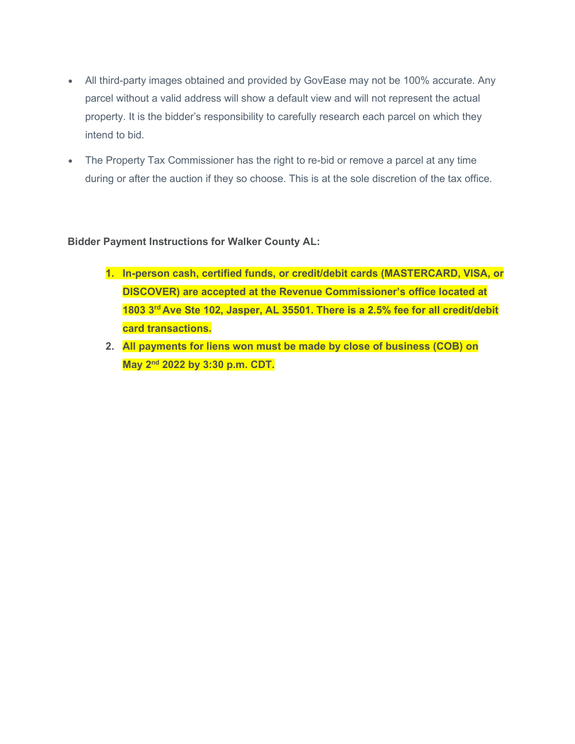- All third-party images obtained and provided by GovEase may not be 100% accurate. Any parcel without a valid address will show a default view and will not represent the actual property. It is the bidder's responsibility to carefully research each parcel on which they intend to bid.
- The Property Tax Commissioner has the right to re-bid or remove a parcel at any time during or after the auction if they so choose. This is at the sole discretion of the tax office.

**Bidder Payment Instructions for Walker County AL:**

1. **In-person cash, certified funds, or credit/debit cards (MASTERCARD, VISA, or DISCOVER) are accepted at the Revenue Commissioner's office located at 1803 3rd Ave Ste 102, Jasper, AL 35501. There is a 2.5% fee for all credit/debit card transactions.**
2. **All payments for liens won must be made by close of business (COB) on May 2nd 2022 by 3:30 p.m. CDT.**